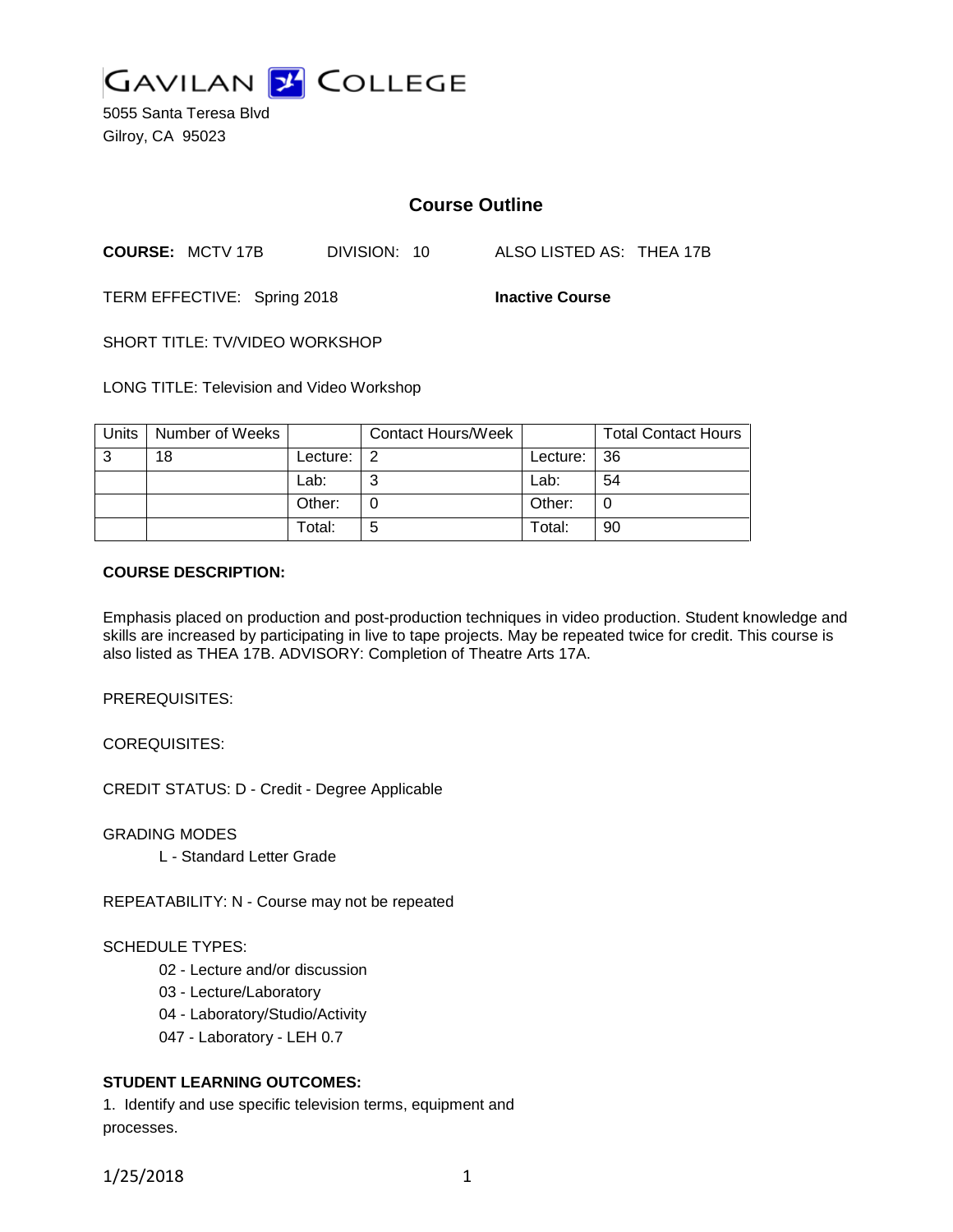# GAVILAN COLLEGE

5055 Santa Teresa Blvd
Gilroy, CA 95023

## Course Outline

**COURSE:** MCTV 17B DIVISION: 10 ALSO LISTED AS: THEA 17B

TERM EFFECTIVE: Spring 2018 **Inactive Course**

SHORT TITLE: TV/VIDEO WORKSHOP

LONG TITLE: Television and Video Workshop

| Units | Number of Weeks | | Contact Hours/Week | | Total Contact Hours |
|---|---|---|---|---|---|
| 3 | 18 | Lecture: | 2 | Lecture: | 36 |
| | | Lab: | 3 | Lab: | 54 |
| | | Other: | 0 | Other: | 0 |
| | | Total: | 5 | Total: | 90 |

**COURSE DESCRIPTION:**

Emphasis placed on production and post-production techniques in video production. Student knowledge and skills are increased by participating in live to tape projects. May be repeated twice for credit. This course is also listed as THEA 17B. ADVISORY: Completion of Theatre Arts 17A.

PREREQUISITES:

COREQUISITES:

CREDIT STATUS: D - Credit - Degree Applicable

GRADING MODES

L - Standard Letter Grade

REPEATABILITY: N - Course may not be repeated

SCHEDULE TYPES:

02 - Lecture and/or discussion
03 - Lecture/Laboratory
04 - Laboratory/Studio/Activity
047 - Laboratory - LEH 0.7

**STUDENT LEARNING OUTCOMES:**

1. Identify and use specific television terms, equipment and processes.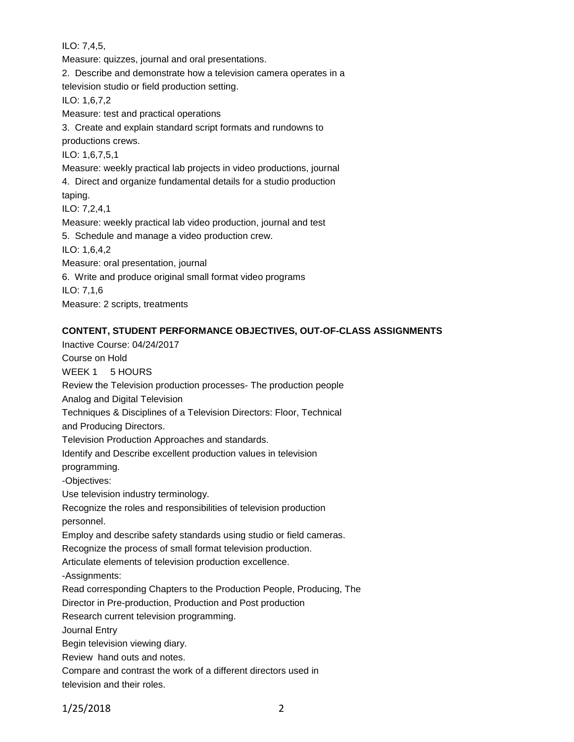ILO: 7,4,5,

Measure: quizzes, journal and oral presentations.

2. Describe and demonstrate how a television camera operates in a television studio or field production setting.

ILO: 1,6,7,2

Measure: test and practical operations

3. Create and explain standard script formats and rundowns to productions crews.

ILO: 1,6,7,5,1

Measure: weekly practical lab projects in video productions, journal

4. Direct and organize fundamental details for a studio production taping.

ILO: 7,2,4,1

Measure: weekly practical lab video production, journal and test

5. Schedule and manage a video production crew.

ILO: 1,6,4,2

Measure: oral presentation, journal

6. Write and produce original small format video programs

ILO: 7,1,6

Measure: 2 scripts, treatments

**CONTENT, STUDENT PERFORMANCE OBJECTIVES, OUT-OF-CLASS ASSIGNMENTS**

Inactive Course: 04/24/2017

Course on Hold

WEEK 1 5 HOURS

Review the Television production processes- The production people

Analog and Digital Television

Techniques & Disciplines of a Television Directors: Floor, Technical and Producing Directors.

Television Production Approaches and standards.

Identify and Describe excellent production values in television programming.

-Objectives:

Use television industry terminology.

Recognize the roles and responsibilities of television production personnel.

Employ and describe safety standards using studio or field cameras.

Recognize the process of small format television production.

Articulate elements of television production excellence.

-Assignments:

Read corresponding Chapters to the Production People, Producing, The Director in Pre-production, Production and Post production

Research current television programming.

Journal Entry

Begin television viewing diary.

Review hand outs and notes.

Compare and contrast the work of a different directors used in television and their roles.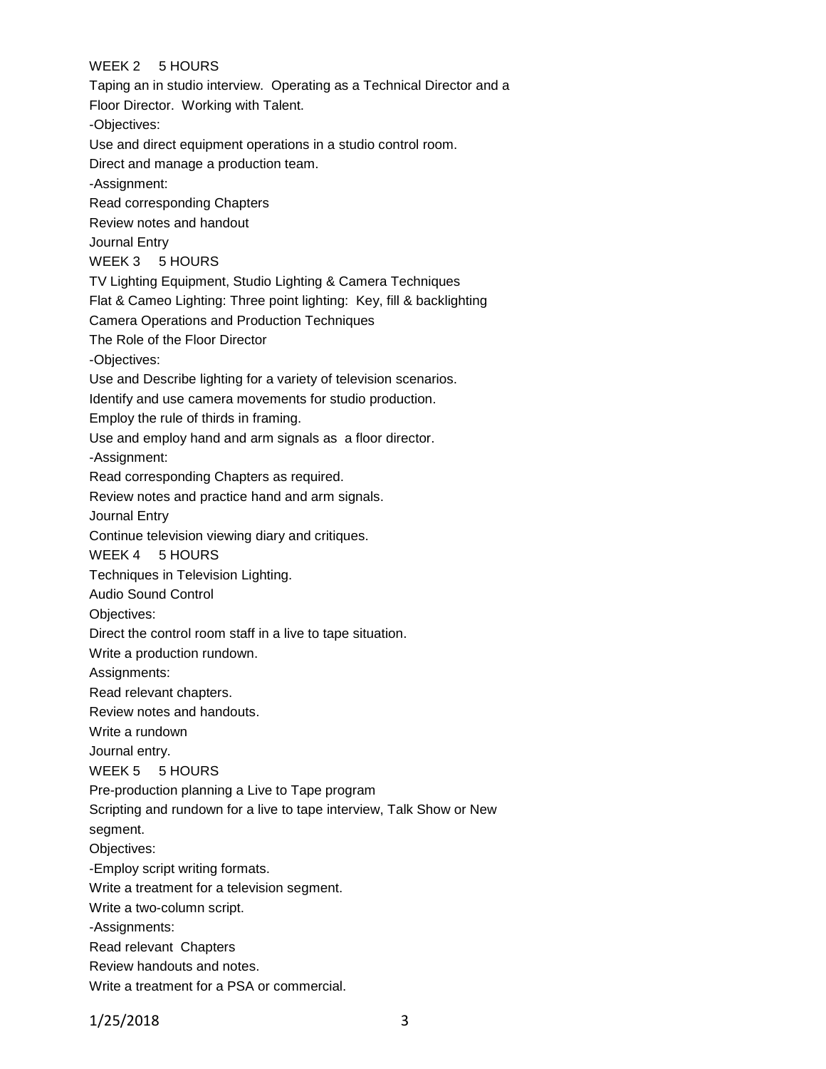WEEK 2 5 HOURS

Taping an in studio interview. Operating as a Technical Director and a Floor Director. Working with Talent.

-Objectives:

Use and direct equipment operations in a studio control room.

Direct and manage a production team.

-Assignment:

Read corresponding Chapters

Review notes and handout

Journal Entry

WEEK 3 5 HOURS

TV Lighting Equipment, Studio Lighting & Camera Techniques

Flat & Cameo Lighting: Three point lighting: Key, fill & backlighting

Camera Operations and Production Techniques

The Role of the Floor Director

-Objectives:

Use and Describe lighting for a variety of television scenarios.

Identify and use camera movements for studio production.

Employ the rule of thirds in framing.

Use and employ hand and arm signals as a floor director.

-Assignment:

Read corresponding Chapters as required.

Review notes and practice hand and arm signals.

Journal Entry

Continue television viewing diary and critiques.

WEEK 4 5 HOURS

Techniques in Television Lighting.

Audio Sound Control

Objectives:

Direct the control room staff in a live to tape situation.

Write a production rundown.

Assignments:

Read relevant chapters.

Review notes and handouts.

Write a rundown

Journal entry.

WEEK 5 5 HOURS

Pre-production planning a Live to Tape program

Scripting and rundown for a live to tape interview, Talk Show or New segment.

Objectives:

-Employ script writing formats.

Write a treatment for a television segment.

Write a two-column script.

-Assignments:

Read relevant Chapters

Review handouts and notes.

Write a treatment for a PSA or commercial.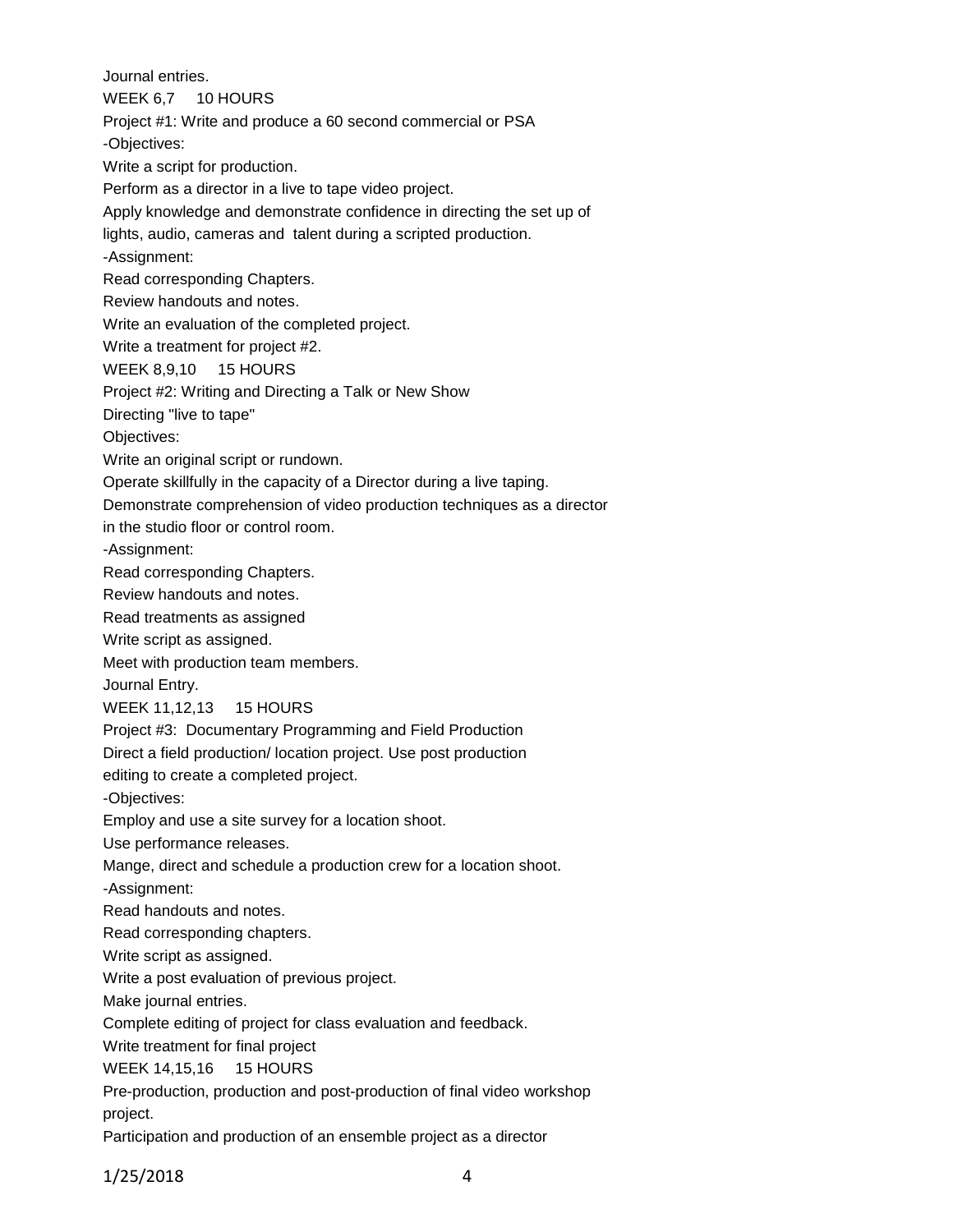Journal entries.

WEEK 6,7 10 HOURS

Project #1: Write and produce a 60 second commercial or PSA

-Objectives:

Write a script for production.

Perform as a director in a live to tape video project.

Apply knowledge and demonstrate confidence in directing the set up of lights, audio, cameras and talent during a scripted production.

-Assignment:

Read corresponding Chapters.

Review handouts and notes.

Write an evaluation of the completed project.

Write a treatment for project #2.

WEEK 8,9,10 15 HOURS

Project #2: Writing and Directing a Talk or New Show

Directing "live to tape"

Objectives:

Write an original script or rundown.

Operate skillfully in the capacity of a Director during a live taping.

Demonstrate comprehension of video production techniques as a director in the studio floor or control room.

-Assignment:

Read corresponding Chapters.

Review handouts and notes.

Read treatments as assigned

Write script as assigned.

Meet with production team members.

Journal Entry.

WEEK 11,12,13 15 HOURS

Project #3: Documentary Programming and Field Production

Direct a field production/ location project. Use post production editing to create a completed project.

-Objectives:

Employ and use a site survey for a location shoot.

Use performance releases.

Mange, direct and schedule a production crew for a location shoot.

-Assignment:

Read handouts and notes.

Read corresponding chapters.

Write script as assigned.

Write a post evaluation of previous project.

Make journal entries.

Complete editing of project for class evaluation and feedback.

Write treatment for final project

WEEK 14,15,16 15 HOURS

Pre-production, production and post-production of final video workshop project.

Participation and production of an ensemble project as a director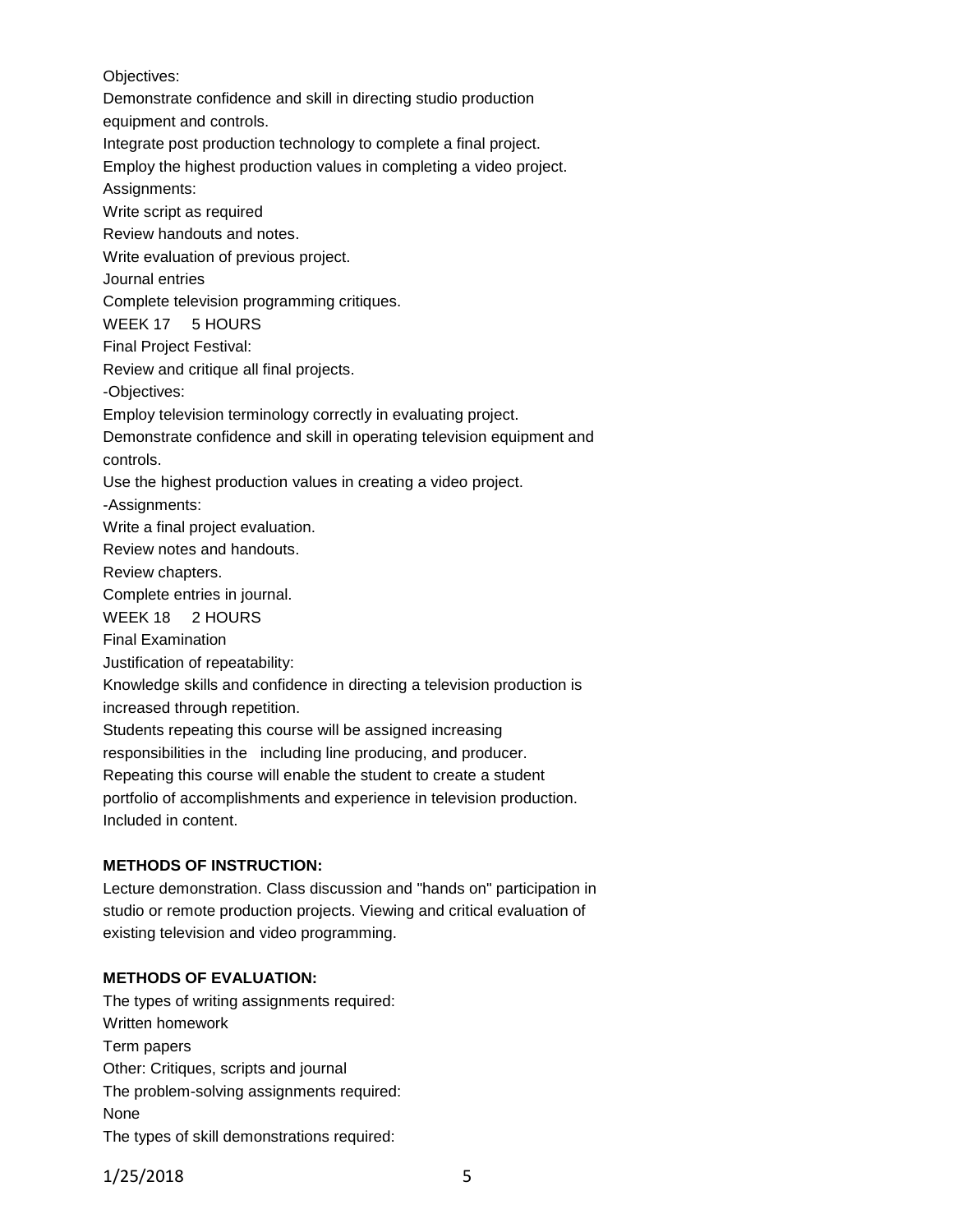Objectives:
Demonstrate confidence and skill in directing studio production equipment and controls.
Integrate post production technology to complete a final project.
Employ the highest production values in completing a video project.
Assignments:
Write script as required
Review handouts and notes.
Write evaluation of previous project.
Journal entries
Complete television programming critiques.
WEEK 17 5 HOURS
Final Project Festival:
Review and critique all final projects.
-Objectives:
Employ television terminology correctly in evaluating project.
Demonstrate confidence and skill in operating television equipment and controls.
Use the highest production values in creating a video project.
-Assignments:
Write a final project evaluation.
Review notes and handouts.
Review chapters.
Complete entries in journal.
WEEK 18 2 HOURS
Final Examination
Justification of repeatability:
Knowledge skills and confidence in directing a television production is increased through repetition.
Students repeating this course will be assigned increasing responsibilities in the including line producing, and producer.
Repeating this course will enable the student to create a student portfolio of accomplishments and experience in television production.
Included in content.

**METHODS OF INSTRUCTION:**

Lecture demonstration. Class discussion and "hands on" participation in studio or remote production projects. Viewing and critical evaluation of existing television and video programming.

**METHODS OF EVALUATION:**

The types of writing assignments required:
Written homework
Term papers
Other: Critiques, scripts and journal
The problem-solving assignments required:
None
The types of skill demonstrations required: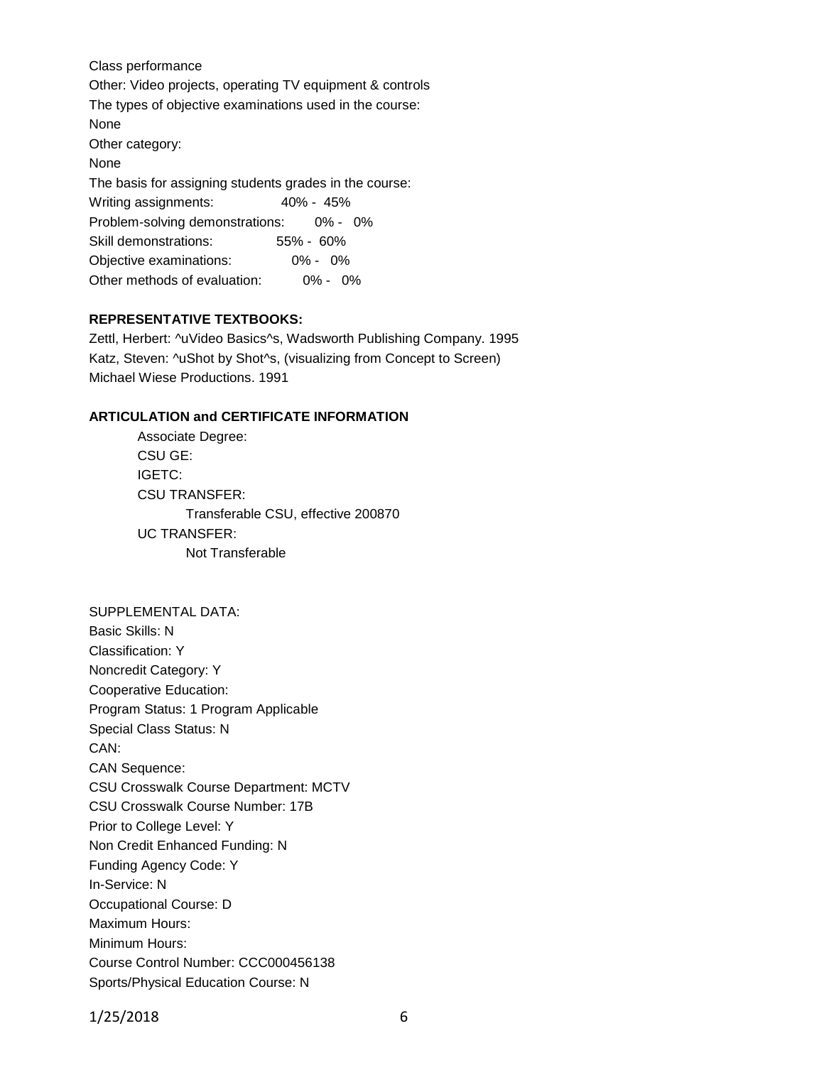Class performance
Other: Video projects, operating TV equipment & controls
The types of objective examinations used in the course:
None
Other category:
None
The basis for assigning students grades in the course:
Writing assignments: 40% - 45%
Problem-solving demonstrations: 0% - 0%
Skill demonstrations: 55% - 60%
Objective examinations: 0% - 0%
Other methods of evaluation: 0% - 0%

**REPRESENTATIVE TEXTBOOKS:**

Zettl, Herbert: ^uVideo Basics^s, Wadsworth Publishing Company. 1995
Katz, Steven: ^uShot by Shot^s, (visualizing from Concept to Screen)
Michael Wiese Productions. 1991

**ARTICULATION and CERTIFICATE INFORMATION**

Associate Degree:
CSU GE:
IGETC:
CSU TRANSFER:
Transferable CSU, effective 200870
UC TRANSFER:
Not Transferable

SUPPLEMENTAL DATA:
Basic Skills: N
Classification: Y
Noncredit Category: Y
Cooperative Education:
Program Status: 1 Program Applicable
Special Class Status: N
CAN:
CAN Sequence:
CSU Crosswalk Course Department: MCTV
CSU Crosswalk Course Number: 17B
Prior to College Level: Y
Non Credit Enhanced Funding: N
Funding Agency Code: Y
In-Service: N
Occupational Course: D
Maximum Hours:
Minimum Hours:
Course Control Number: CCC000456138
Sports/Physical Education Course: N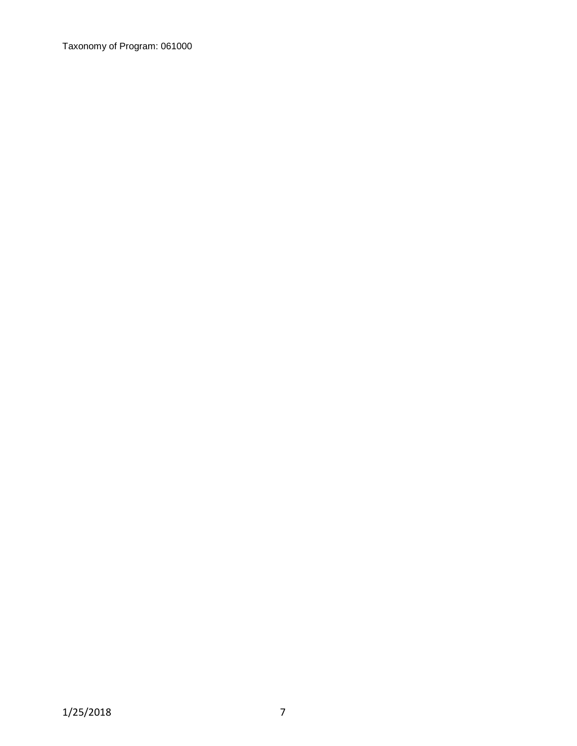Taxonomy of Program: 061000